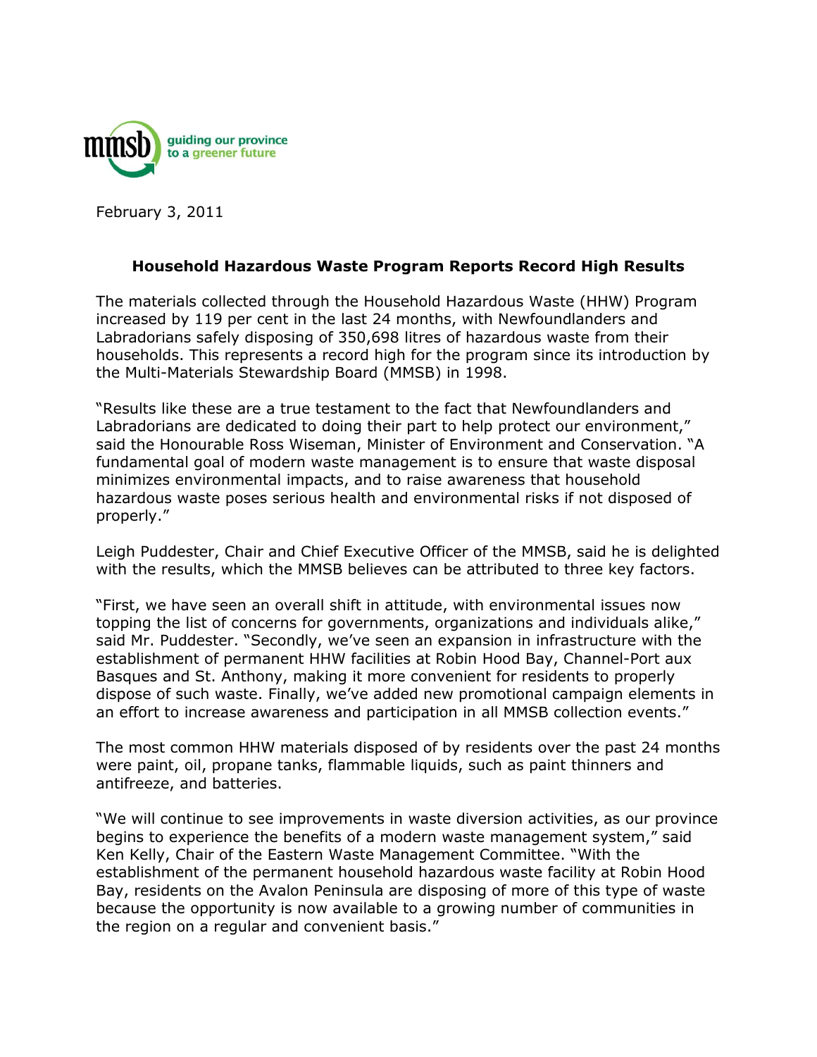mmsb guiding our province to a greener future

February 3, 2011

**Household Hazardous Waste Program Reports Record High Results**

The materials collected through the Household Hazardous Waste (HHW) Program increased by 119 per cent in the last 24 months, with Newfoundlanders and Labradorians safely disposing of 350,698 litres of hazardous waste from their households. This represents a record high for the program since its introduction by the Multi-Materials Stewardship Board (MMSB) in 1998.

"Results like these are a true testament to the fact that Newfoundlanders and Labradorians are dedicated to doing their part to help protect our environment," said the Honourable Ross Wiseman, Minister of Environment and Conservation. "A fundamental goal of modern waste management is to ensure that waste disposal minimizes environmental impacts, and to raise awareness that household hazardous waste poses serious health and environmental risks if not disposed of properly."

Leigh Puddester, Chair and Chief Executive Officer of the MMSB, said he is delighted with the results, which the MMSB believes can be attributed to three key factors.

"First, we have seen an overall shift in attitude, with environmental issues now topping the list of concerns for governments, organizations and individuals alike," said Mr. Puddester. "Secondly, we've seen an expansion in infrastructure with the establishment of permanent HHW facilities at Robin Hood Bay, Channel-Port aux Basques and St. Anthony, making it more convenient for residents to properly dispose of such waste. Finally, we've added new promotional campaign elements in an effort to increase awareness and participation in all MMSB collection events."

The most common HHW materials disposed of by residents over the past 24 months were paint, oil, propane tanks, flammable liquids, such as paint thinners and antifreeze, and batteries.

"We will continue to see improvements in waste diversion activities, as our province begins to experience the benefits of a modern waste management system," said Ken Kelly, Chair of the Eastern Waste Management Committee. "With the establishment of the permanent household hazardous waste facility at Robin Hood Bay, residents on the Avalon Peninsula are disposing of more of this type of waste because the opportunity is now available to a growing number of communities in the region on a regular and convenient basis."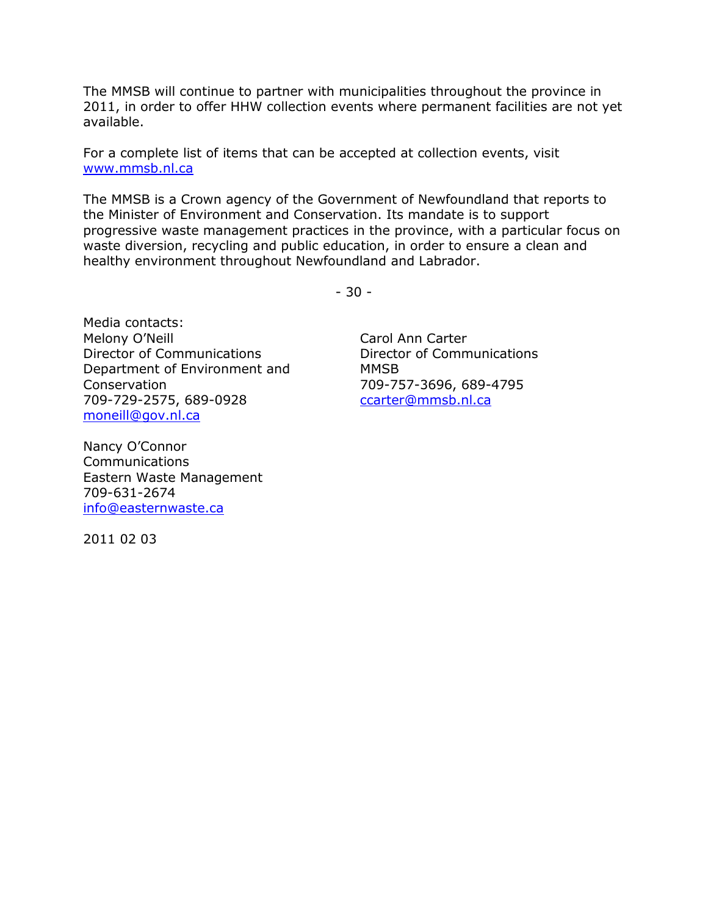The MMSB will continue to partner with municipalities throughout the province in 2011, in order to offer HHW collection events where permanent facilities are not yet available.

For a complete list of items that can be accepted at collection events, visit www.mmsb.nl.ca

The MMSB is a Crown agency of the Government of Newfoundland that reports to the Minister of Environment and Conservation. Its mandate is to support progressive waste management practices in the province, with a particular focus on waste diversion, recycling and public education, in order to ensure a clean and healthy environment throughout Newfoundland and Labrador.

- 30 -

Media contacts:

Melony O'Neill
Director of Communications
Department of Environment and Conservation
709-729-2575, 689-0928
moneill@gov.nl.ca

Carol Ann Carter
Director of Communications
MMSB
709-757-3696, 689-4795
ccarter@mmsb.nl.ca

Nancy O'Connor
Communications
Eastern Waste Management
709-631-2674
info@easternwaste.ca

2011 02 03